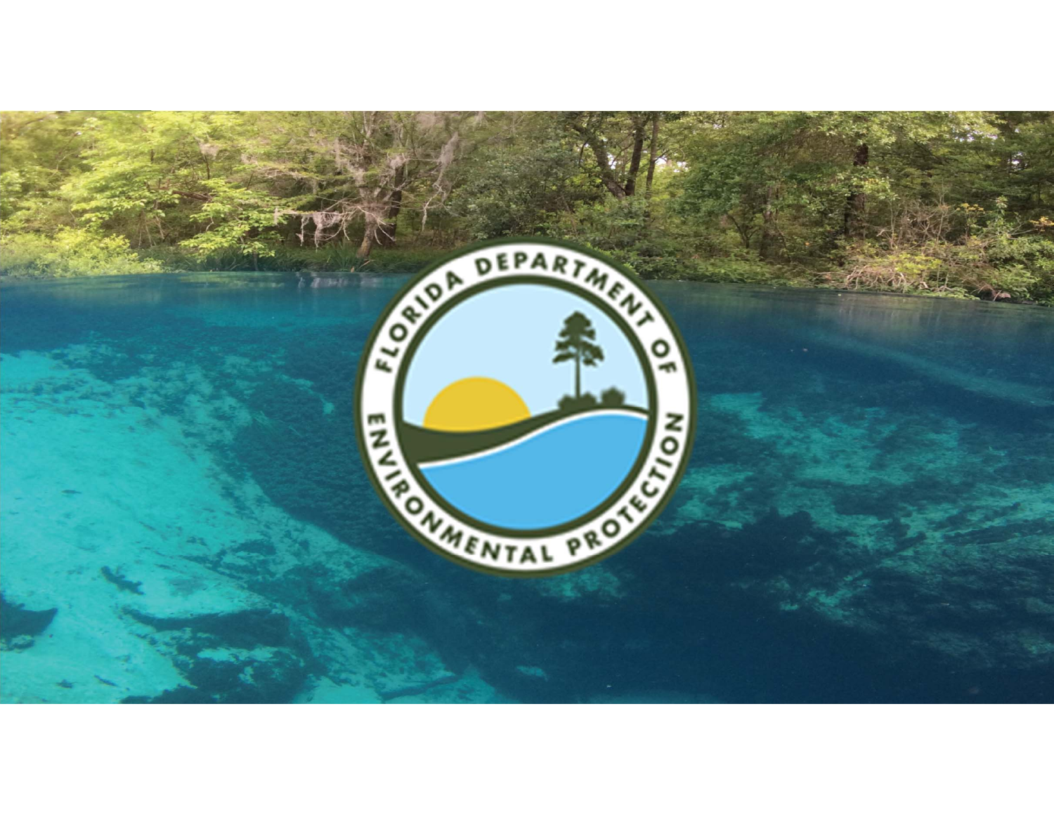FLORIDA DEPARTMENT OF ENVIRONMENTAL PROTECTION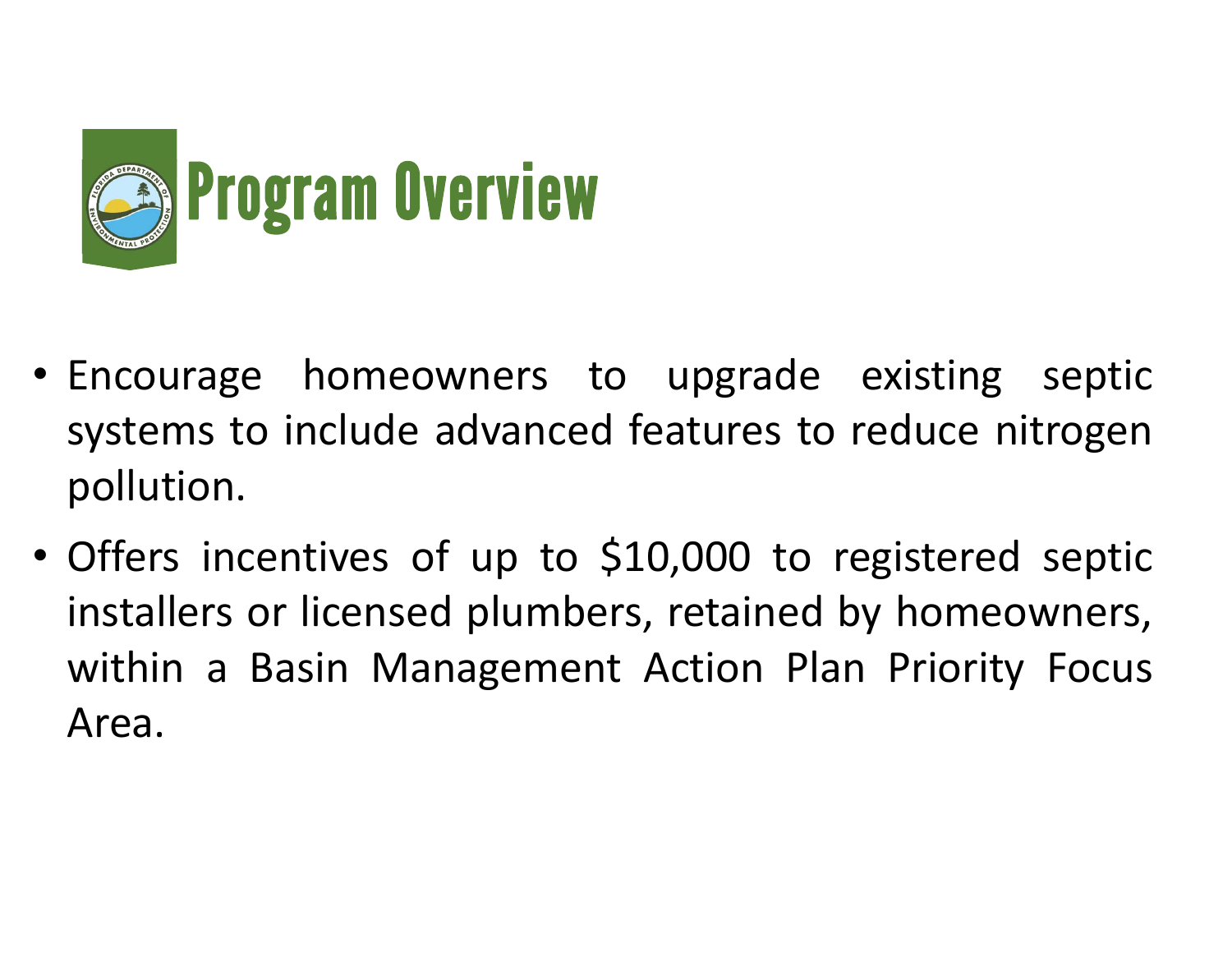# Program Overview

- Encourage homeowners to upgrade existing septic systems to include advanced features to reduce nitrogen pollution.
- Offers incentives of up to $10,000 to registered septic installers or licensed plumbers, retained by homeowners, within a Basin Management Action Plan Priority Focus Area.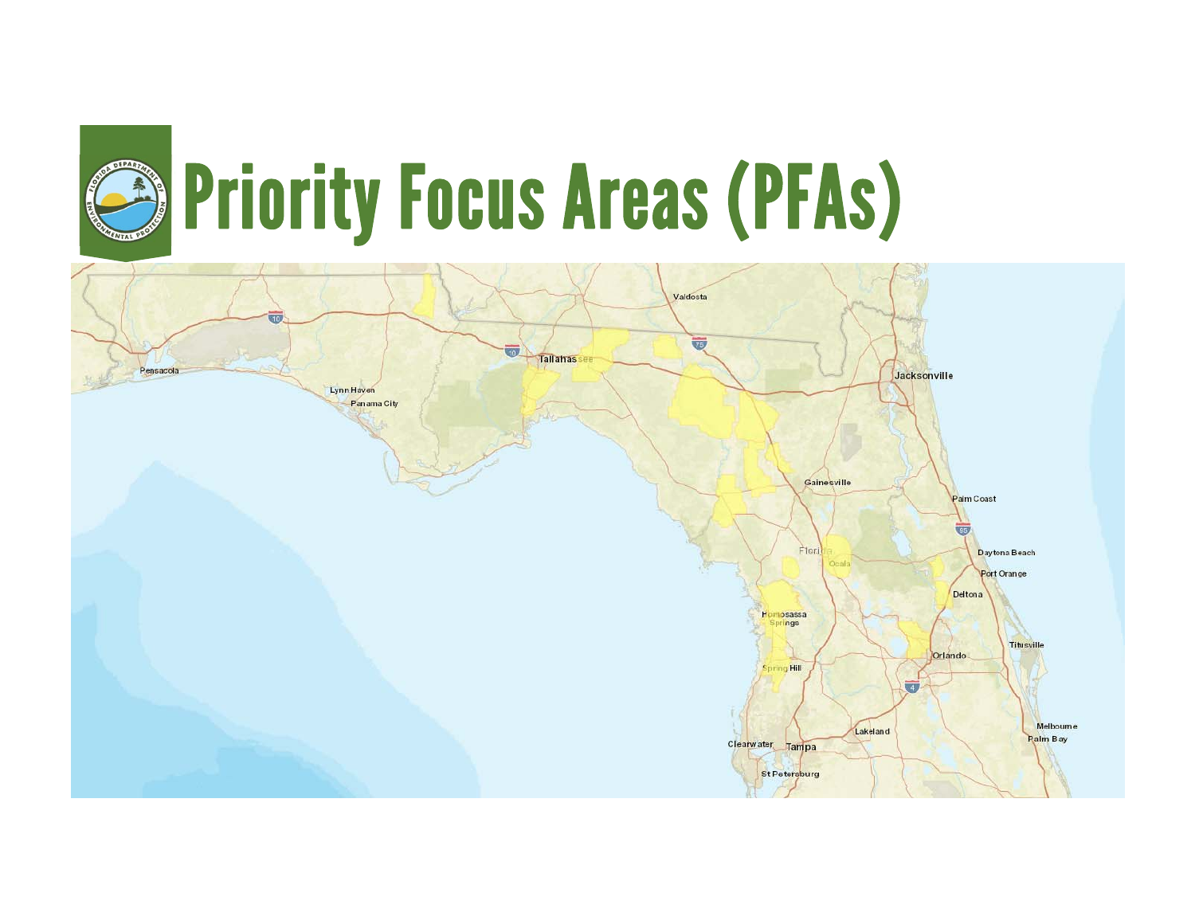# Priority Focus Areas (PFAs)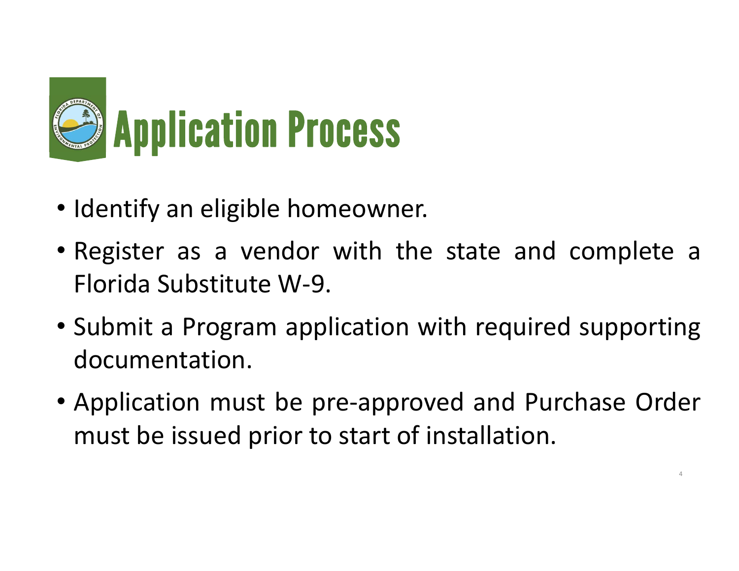# Application Process

- Identify an eligible homeowner.
- Register as a vendor with the state and complete a Florida Substitute W-9.
- Submit a Program application with required supporting documentation.
- Application must be pre-approved and Purchase Order must be issued prior to start of installation.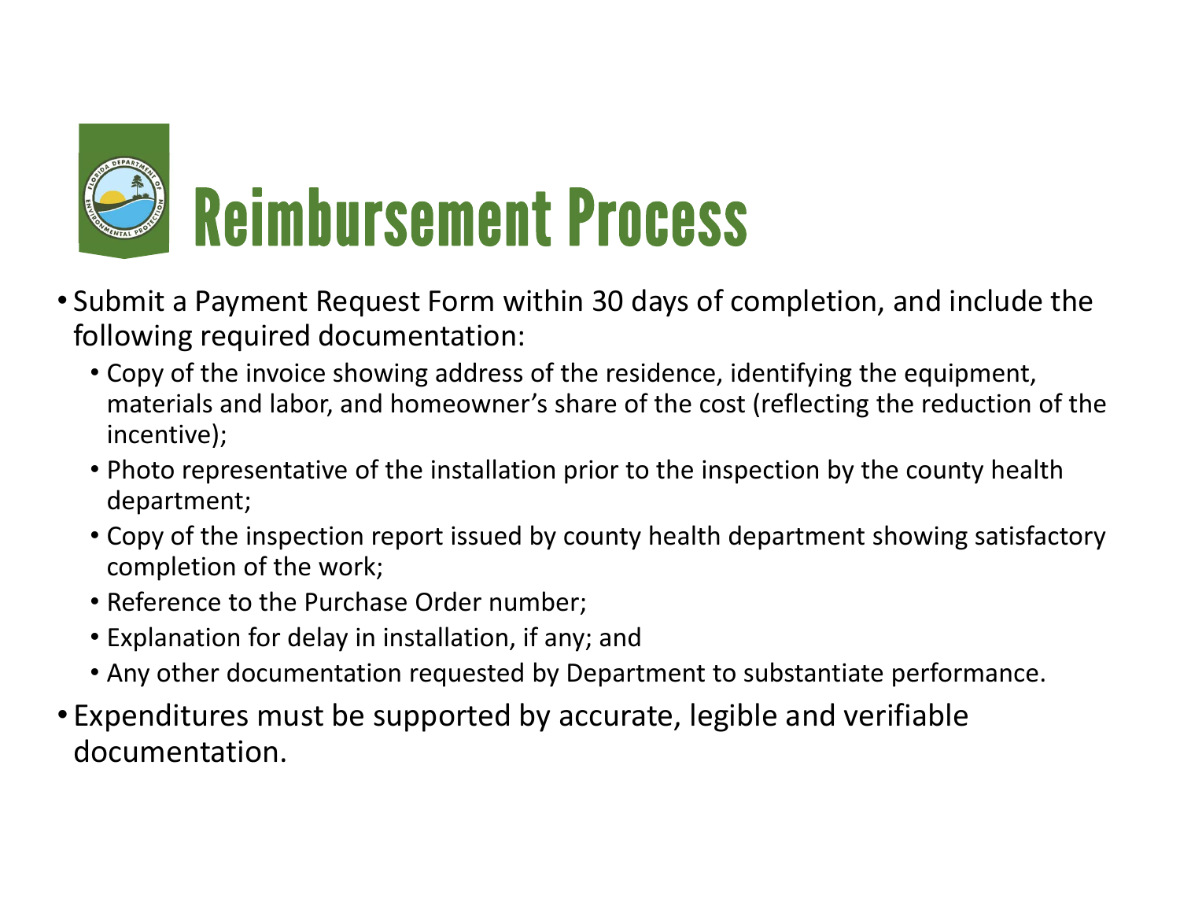# Reimbursement Process

- Submit a Payment Request Form within 30 days of completion, and include the following required documentation:
  - Copy of the invoice showing address of the residence, identifying the equipment, materials and labor, and homeowner’s share of the cost (reflecting the reduction of the incentive);
  - Photo representative of the installation prior to the inspection by the county health department;
  - Copy of the inspection report issued by county health department showing satisfactory completion of the work;
  - Reference to the Purchase Order number;
  - Explanation for delay in installation, if any; and
  - Any other documentation requested by Department to substantiate performance.
- Expenditures must be supported by accurate, legible and verifiable documentation.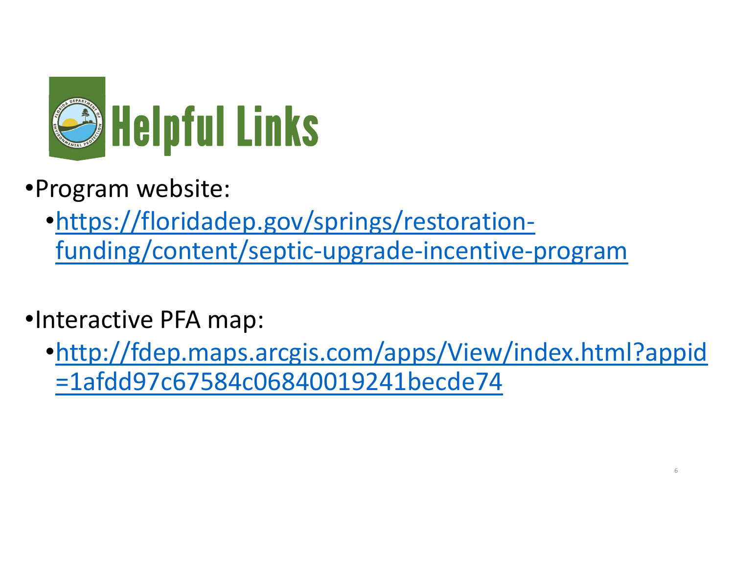# Helpful Links

- Program website:
  - https://floridadep.gov/springs/restoration-funding/content/septic-upgrade-incentive-program
- Interactive PFA map:
  - http://fdep.maps.arcgis.com/apps/View/index.html?appid=1afdd97c67584c06840019241becde74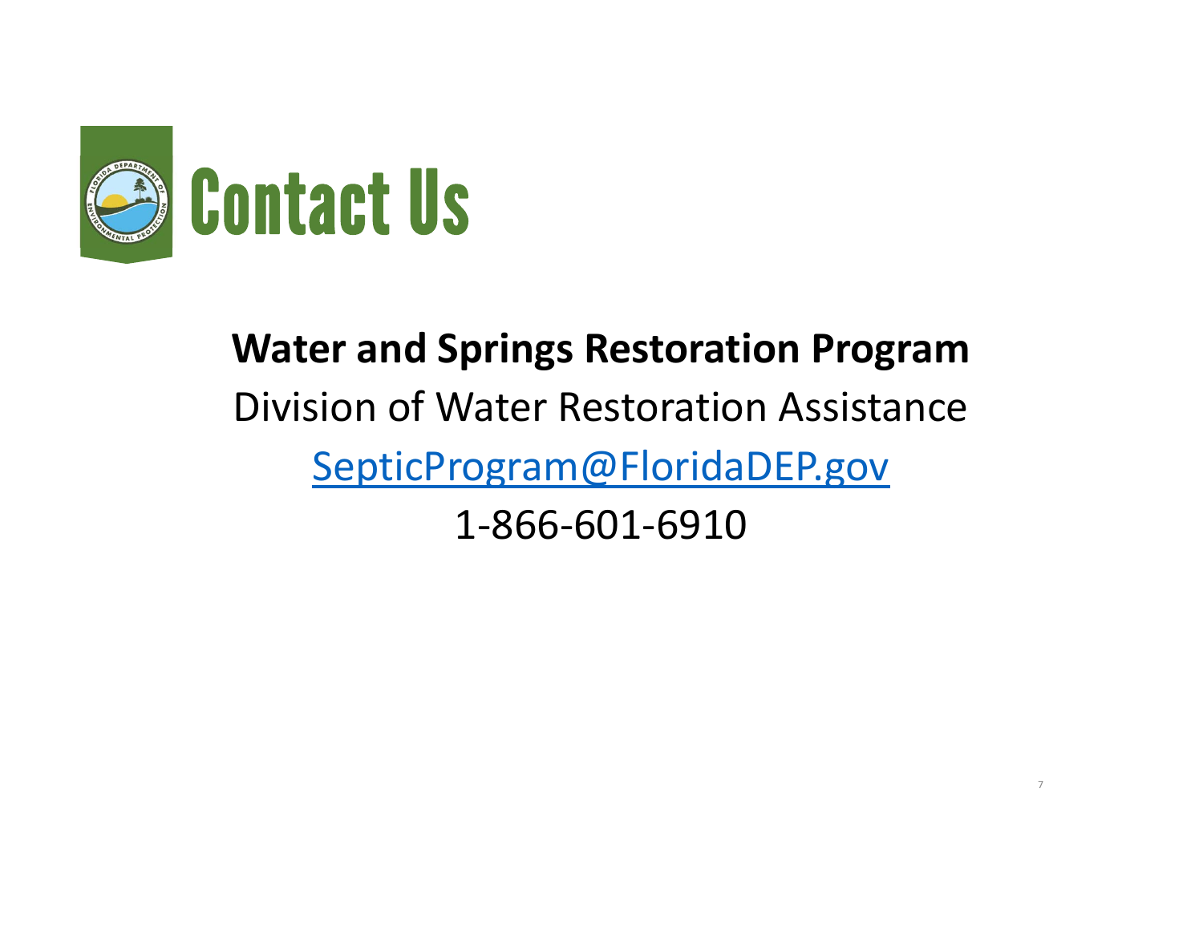# Contact Us

**Water and Springs Restoration Program**

Division of Water Restoration Assistance

SepticProgram@FloridaDEP.gov

1-866-601-6910